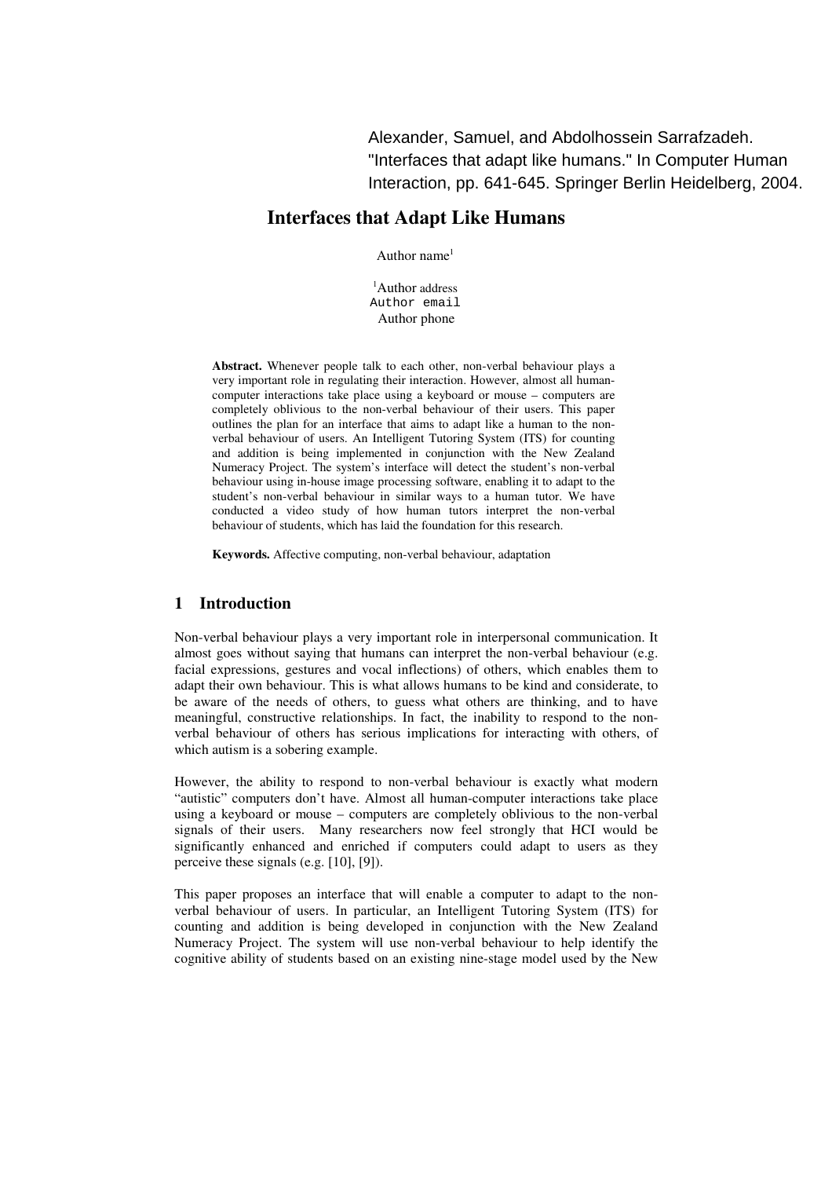Alexander, Samuel, and Abdolhossein Sarrafzadeh. "Interfaces that adapt like humans." In Computer Human Interaction, pp. 641-645. Springer Berlin Heidelberg, 2004.

# Interfaces that Adapt Like Humans

Author name[1]

[1]Author address
Author email
Author phone

**Abstract.** Whenever people talk to each other, non-verbal behaviour plays a very important role in regulating their interaction. However, almost all human-computer interactions take place using a keyboard or mouse – computers are completely oblivious to the non-verbal behaviour of their users. This paper outlines the plan for an interface that aims to adapt like a human to the non-verbal behaviour of users. An Intelligent Tutoring System (ITS) for counting and addition is being implemented in conjunction with the New Zealand Numeracy Project. The system's interface will detect the student's non-verbal behaviour using in-house image processing software, enabling it to adapt to the student's non-verbal behaviour in similar ways to a human tutor. We have conducted a video study of how human tutors interpret the non-verbal behaviour of students, which has laid the foundation for this research.

**Keywords.** Affective computing, non-verbal behaviour, adaptation

## 1 Introduction

Non-verbal behaviour plays a very important role in interpersonal communication. It almost goes without saying that humans can interpret the non-verbal behaviour (e.g. facial expressions, gestures and vocal inflections) of others, which enables them to adapt their own behaviour. This is what allows humans to be kind and considerate, to be aware of the needs of others, to guess what others are thinking, and to have meaningful, constructive relationships. In fact, the inability to respond to the non-verbal behaviour of others has serious implications for interacting with others, of which autism is a sobering example.

However, the ability to respond to non-verbal behaviour is exactly what modern "autistic" computers don't have. Almost all human-computer interactions take place using a keyboard or mouse – computers are completely oblivious to the non-verbal signals of their users. Many researchers now feel strongly that HCI would be significantly enhanced and enriched if computers could adapt to users as they perceive these signals (e.g. [10], [9]).

This paper proposes an interface that will enable a computer to adapt to the non-verbal behaviour of users. In particular, an Intelligent Tutoring System (ITS) for counting and addition is being developed in conjunction with the New Zealand Numeracy Project. The system will use non-verbal behaviour to help identify the cognitive ability of students based on an existing nine-stage model used by the New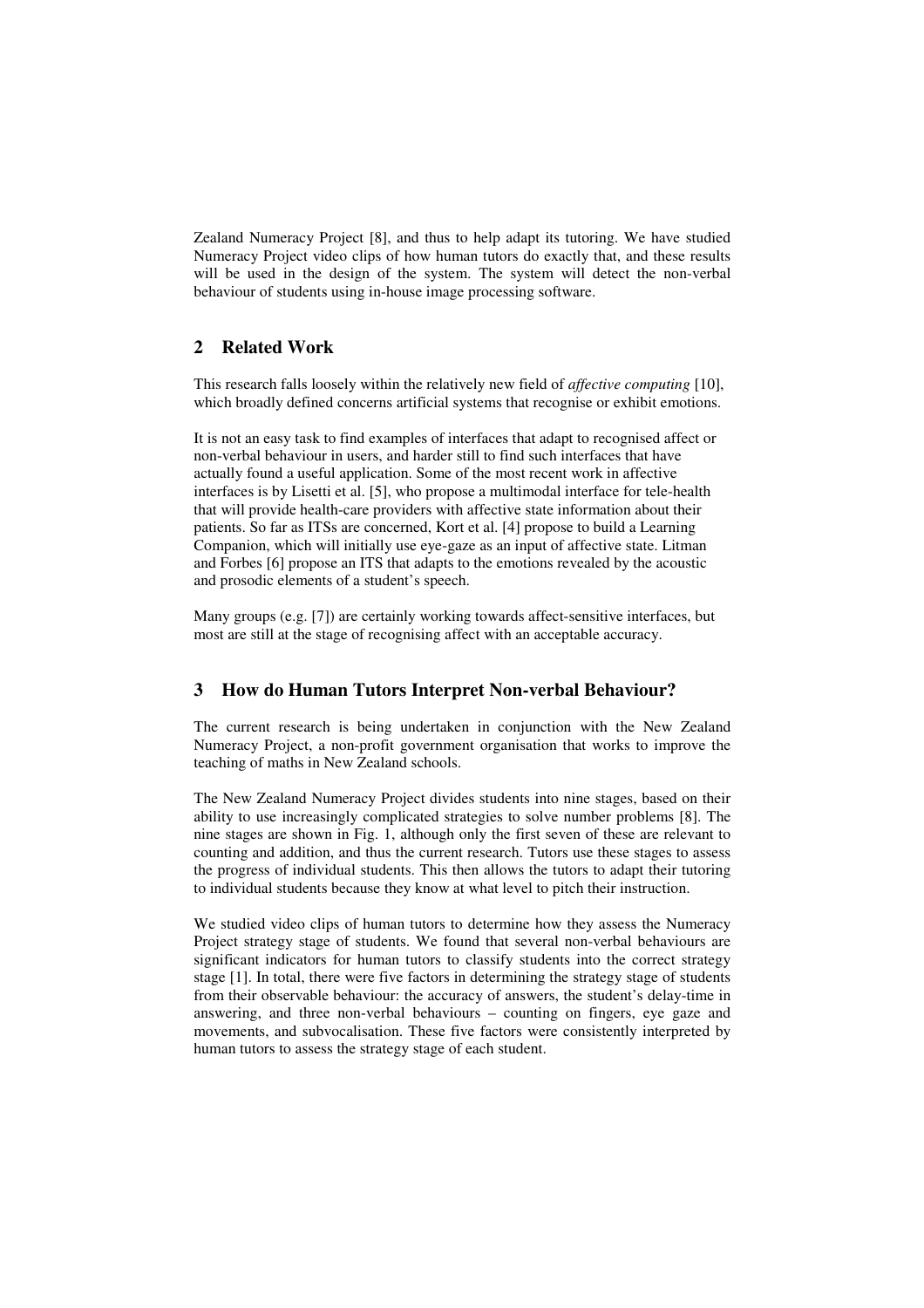Zealand Numeracy Project [8], and thus to help adapt its tutoring. We have studied Numeracy Project video clips of how human tutors do exactly that, and these results will be used in the design of the system. The system will detect the non-verbal behaviour of students using in-house image processing software.

## 2 Related Work

This research falls loosely within the relatively new field of *affective computing* [10], which broadly defined concerns artificial systems that recognise or exhibit emotions.

It is not an easy task to find examples of interfaces that adapt to recognised affect or non-verbal behaviour in users, and harder still to find such interfaces that have actually found a useful application. Some of the most recent work in affective interfaces is by Lisetti et al. [5], who propose a multimodal interface for tele-health that will provide health-care providers with affective state information about their patients. So far as ITSs are concerned, Kort et al. [4] propose to build a Learning Companion, which will initially use eye-gaze as an input of affective state. Litman and Forbes [6] propose an ITS that adapts to the emotions revealed by the acoustic and prosodic elements of a student's speech.

Many groups (e.g. [7]) are certainly working towards affect-sensitive interfaces, but most are still at the stage of recognising affect with an acceptable accuracy.

## 3 How do Human Tutors Interpret Non-verbal Behaviour?

The current research is being undertaken in conjunction with the New Zealand Numeracy Project, a non-profit government organisation that works to improve the teaching of maths in New Zealand schools.

The New Zealand Numeracy Project divides students into nine stages, based on their ability to use increasingly complicated strategies to solve number problems [8]. The nine stages are shown in Fig. 1, although only the first seven of these are relevant to counting and addition, and thus the current research. Tutors use these stages to assess the progress of individual students. This then allows the tutors to adapt their tutoring to individual students because they know at what level to pitch their instruction.

We studied video clips of human tutors to determine how they assess the Numeracy Project strategy stage of students. We found that several non-verbal behaviours are significant indicators for human tutors to classify students into the correct strategy stage [1]. In total, there were five factors in determining the strategy stage of students from their observable behaviour: the accuracy of answers, the student's delay-time in answering, and three non-verbal behaviours – counting on fingers, eye gaze and movements, and subvocalisation. These five factors were consistently interpreted by human tutors to assess the strategy stage of each student.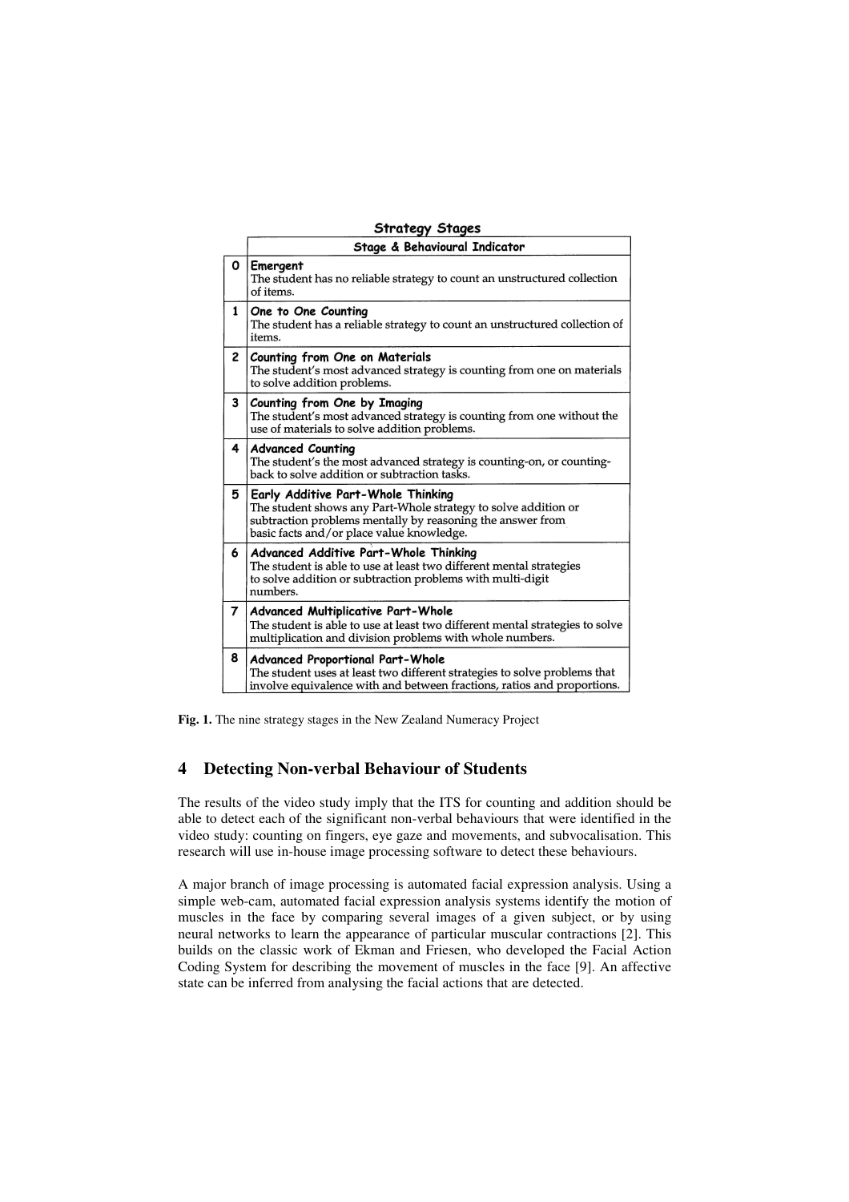**Strategy Stages**

| | Stage & Behavioural Indicator |
|---|---|
| 0 | **Emergent**<br>The student has no reliable strategy to count an unstructured collection of items. |
| 1 | **One to One Counting**<br>The student has a reliable strategy to count an unstructured collection of items. |
| 2 | **Counting from One on Materials**<br>The student's most advanced strategy is counting from one on materials to solve addition problems. |
| 3 | **Counting from One by Imaging**<br>The student's most advanced strategy is counting from one without the use of materials to solve addition problems. |
| 4 | **Advanced Counting**<br>The student's the most advanced strategy is counting-on, or counting-back to solve addition or subtraction tasks. |
| 5 | **Early Additive Part-Whole Thinking**<br>The student shows any Part-Whole strategy to solve addition or subtraction problems mentally by reasoning the answer from basic facts and/or place value knowledge. |
| 6 | **Advanced Additive Part-Whole Thinking**<br>The student is able to use at least two different mental strategies to solve addition or subtraction problems with multi-digit numbers. |
| 7 | **Advanced Multiplicative Part-Whole**<br>The student is able to use at least two different mental strategies to solve multiplication and division problems with whole numbers. |
| 8 | **Advanced Proportional Part-Whole**<br>The student uses at least two different strategies to solve problems that involve equivalence with and between fractions, ratios and proportions. |

**Fig. 1.** The nine strategy stages in the New Zealand Numeracy Project

## 4 Detecting Non-verbal Behaviour of Students

The results of the video study imply that the ITS for counting and addition should be able to detect each of the significant non-verbal behaviours that were identified in the video study: counting on fingers, eye gaze and movements, and subvocalisation. This research will use in-house image processing software to detect these behaviours.

A major branch of image processing is automated facial expression analysis. Using a simple web-cam, automated facial expression analysis systems identify the motion of muscles in the face by comparing several images of a given subject, or by using neural networks to learn the appearance of particular muscular contractions [2]. This builds on the classic work of Ekman and Friesen, who developed the Facial Action Coding System for describing the movement of muscles in the face [9]. An affective state can be inferred from analysing the facial actions that are detected.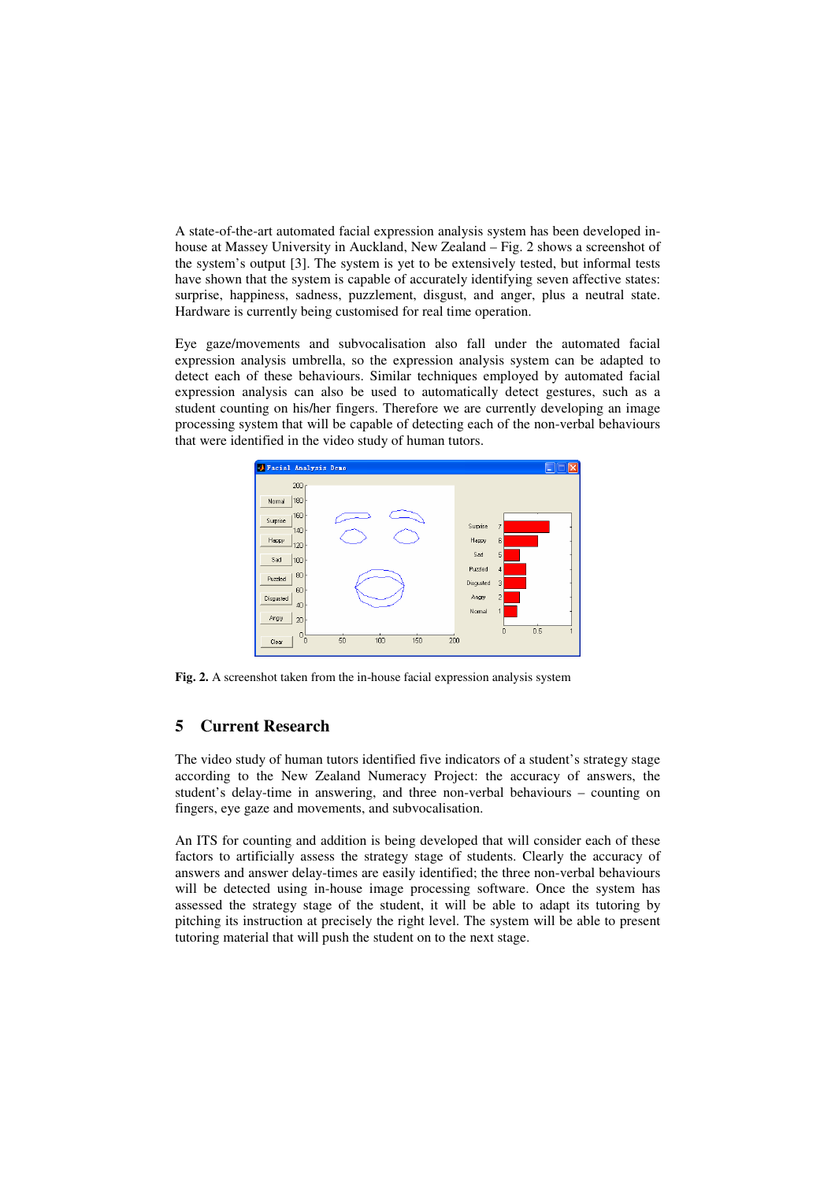A state-of-the-art automated facial expression analysis system has been developed in-house at Massey University in Auckland, New Zealand – Fig. 2 shows a screenshot of the system's output [3]. The system is yet to be extensively tested, but informal tests have shown that the system is capable of accurately identifying seven affective states: surprise, happiness, sadness, puzzlement, disgust, and anger, plus a neutral state. Hardware is currently being customised for real time operation.

Eye gaze/movements and subvocalisation also fall under the automated facial expression analysis umbrella, so the expression analysis system can be adapted to detect each of these behaviours. Similar techniques employed by automated facial expression analysis can also be used to automatically detect gestures, such as a student counting on his/her fingers. Therefore we are currently developing an image processing system that will be capable of detecting each of the non-verbal behaviours that were identified in the video study of human tutors.

**Fig. 2.** A screenshot taken from the in-house facial expression analysis system

## 5 Current Research

The video study of human tutors identified five indicators of a student's strategy stage according to the New Zealand Numeracy Project: the accuracy of answers, the student's delay-time in answering, and three non-verbal behaviours – counting on fingers, eye gaze and movements, and subvocalisation.

An ITS for counting and addition is being developed that will consider each of these factors to artificially assess the strategy stage of students. Clearly the accuracy of answers and answer delay-times are easily identified; the three non-verbal behaviours will be detected using in-house image processing software. Once the system has assessed the strategy stage of the student, it will be able to adapt its tutoring by pitching its instruction at precisely the right level. The system will be able to present tutoring material that will push the student on to the next stage.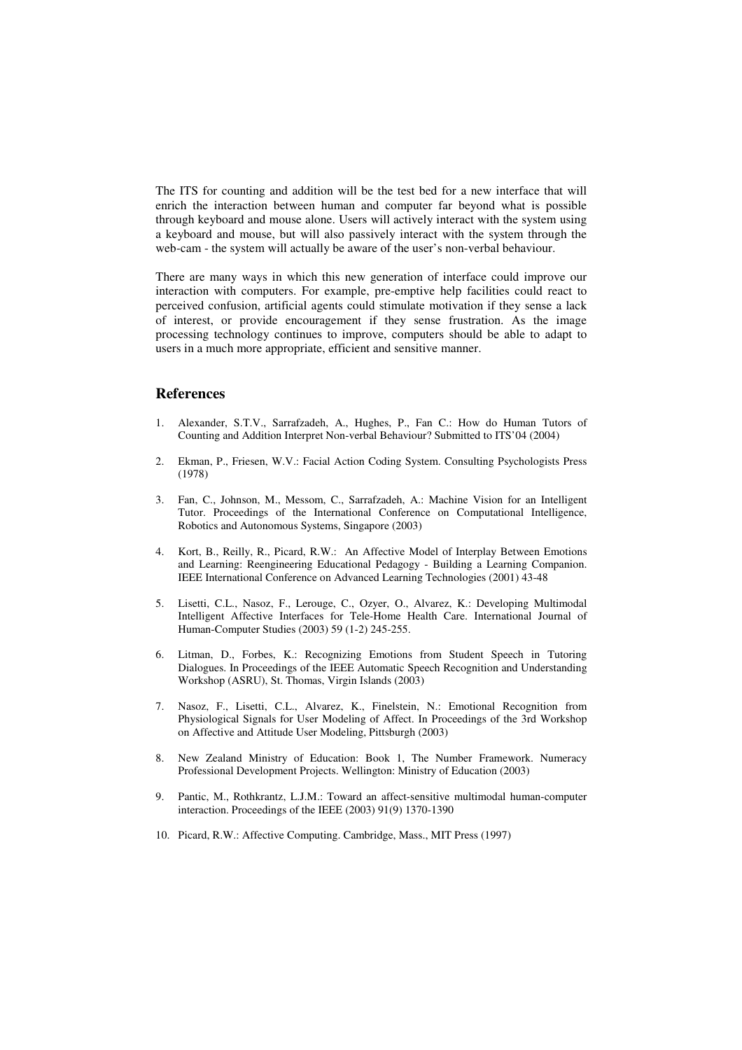The ITS for counting and addition will be the test bed for a new interface that will enrich the interaction between human and computer far beyond what is possible through keyboard and mouse alone. Users will actively interact with the system using a keyboard and mouse, but will also passively interact with the system through the web-cam - the system will actually be aware of the user's non-verbal behaviour.

There are many ways in which this new generation of interface could improve our interaction with computers. For example, pre-emptive help facilities could react to perceived confusion, artificial agents could stimulate motivation if they sense a lack of interest, or provide encouragement if they sense frustration. As the image processing technology continues to improve, computers should be able to adapt to users in a much more appropriate, efficient and sensitive manner.

## References

1. Alexander, S.T.V., Sarrafzadeh, A., Hughes, P., Fan C.: How do Human Tutors of Counting and Addition Interpret Non-verbal Behaviour? Submitted to ITS'04 (2004)

2. Ekman, P., Friesen, W.V.: Facial Action Coding System. Consulting Psychologists Press (1978)

3. Fan, C., Johnson, M., Messom, C., Sarrafzadeh, A.: Machine Vision for an Intelligent Tutor. Proceedings of the International Conference on Computational Intelligence, Robotics and Autonomous Systems, Singapore (2003)

4. Kort, B., Reilly, R., Picard, R.W.: An Affective Model of Interplay Between Emotions and Learning: Reengineering Educational Pedagogy - Building a Learning Companion. IEEE International Conference on Advanced Learning Technologies (2001) 43-48

5. Lisetti, C.L., Nasoz, F., Lerouge, C., Ozyer, O., Alvarez, K.: Developing Multimodal Intelligent Affective Interfaces for Tele-Home Health Care. International Journal of Human-Computer Studies (2003) 59 (1-2) 245-255.

6. Litman, D., Forbes, K.: Recognizing Emotions from Student Speech in Tutoring Dialogues. In Proceedings of the IEEE Automatic Speech Recognition and Understanding Workshop (ASRU), St. Thomas, Virgin Islands (2003)

7. Nasoz, F., Lisetti, C.L., Alvarez, K., Finelstein, N.: Emotional Recognition from Physiological Signals for User Modeling of Affect. In Proceedings of the 3rd Workshop on Affective and Attitude User Modeling, Pittsburgh (2003)

8. New Zealand Ministry of Education: Book 1, The Number Framework. Numeracy Professional Development Projects. Wellington: Ministry of Education (2003)

9. Pantic, M., Rothkrantz, L.J.M.: Toward an affect-sensitive multimodal human-computer interaction. Proceedings of the IEEE (2003) 91(9) 1370-1390

10. Picard, R.W.: Affective Computing. Cambridge, Mass., MIT Press (1997)